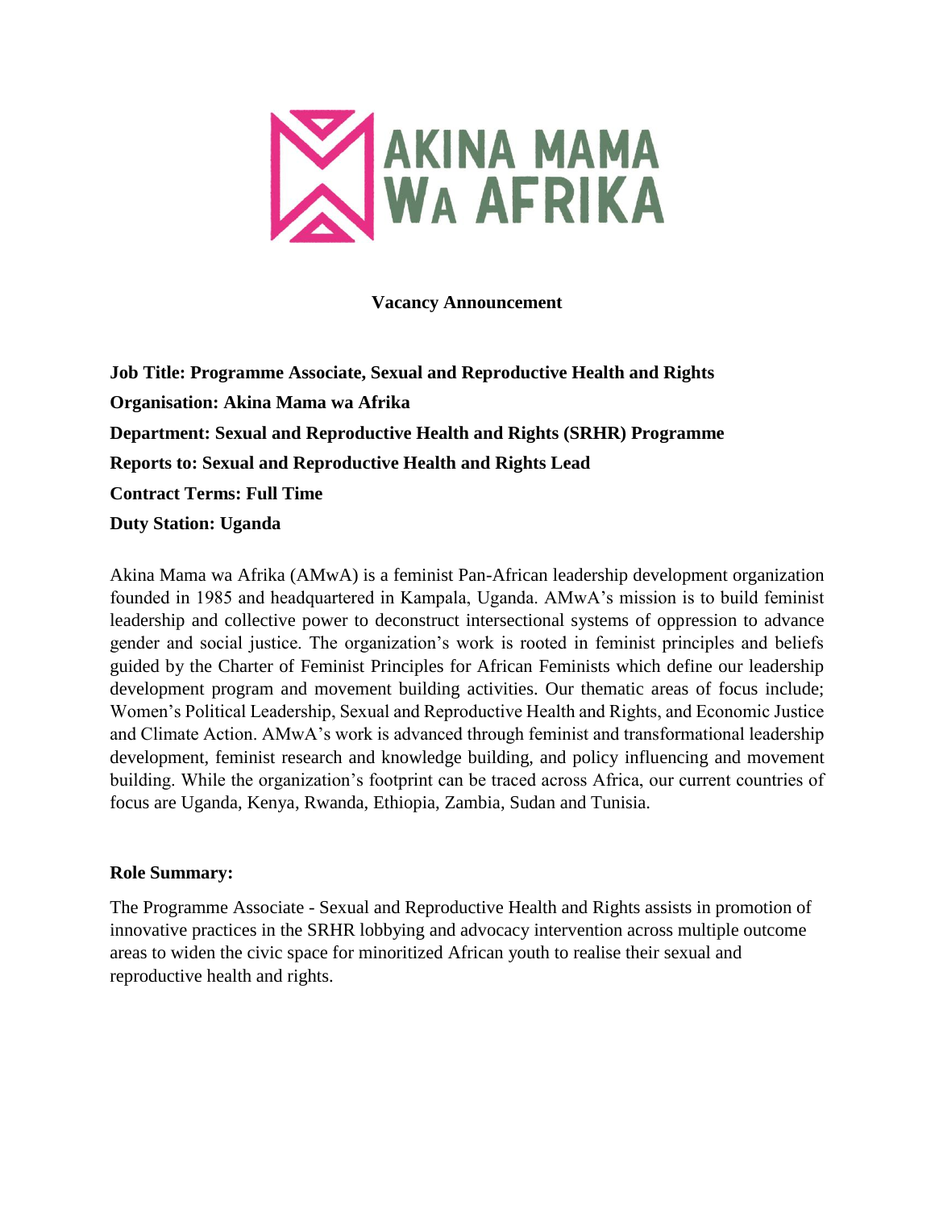**Vacancy Announcement**

**Job Title: Programme Associate, Sexual and Reproductive Health and Rights**

**Organisation: Akina Mama wa Afrika**

**Department: Sexual and Reproductive Health and Rights (SRHR) Programme**

**Reports to: Sexual and Reproductive Health and Rights Lead**

**Contract Terms: Full Time**

**Duty Station: Uganda**

Akina Mama wa Afrika (AMwA) is a feminist Pan-African leadership development organization founded in 1985 and headquartered in Kampala, Uganda. AMwA's mission is to build feminist leadership and collective power to deconstruct intersectional systems of oppression to advance gender and social justice. The organization's work is rooted in feminist principles and beliefs guided by the Charter of Feminist Principles for African Feminists which define our leadership development program and movement building activities. Our thematic areas of focus include; Women's Political Leadership, Sexual and Reproductive Health and Rights, and Economic Justice and Climate Action. AMwA's work is advanced through feminist and transformational leadership development, feminist research and knowledge building, and policy influencing and movement building. While the organization's footprint can be traced across Africa, our current countries of focus are Uganda, Kenya, Rwanda, Ethiopia, Zambia, Sudan and Tunisia.

**Role Summary:**

The Programme Associate - Sexual and Reproductive Health and Rights assists in promotion of innovative practices in the SRHR lobbying and advocacy intervention across multiple outcome areas to widen the civic space for minoritized African youth to realise their sexual and reproductive health and rights.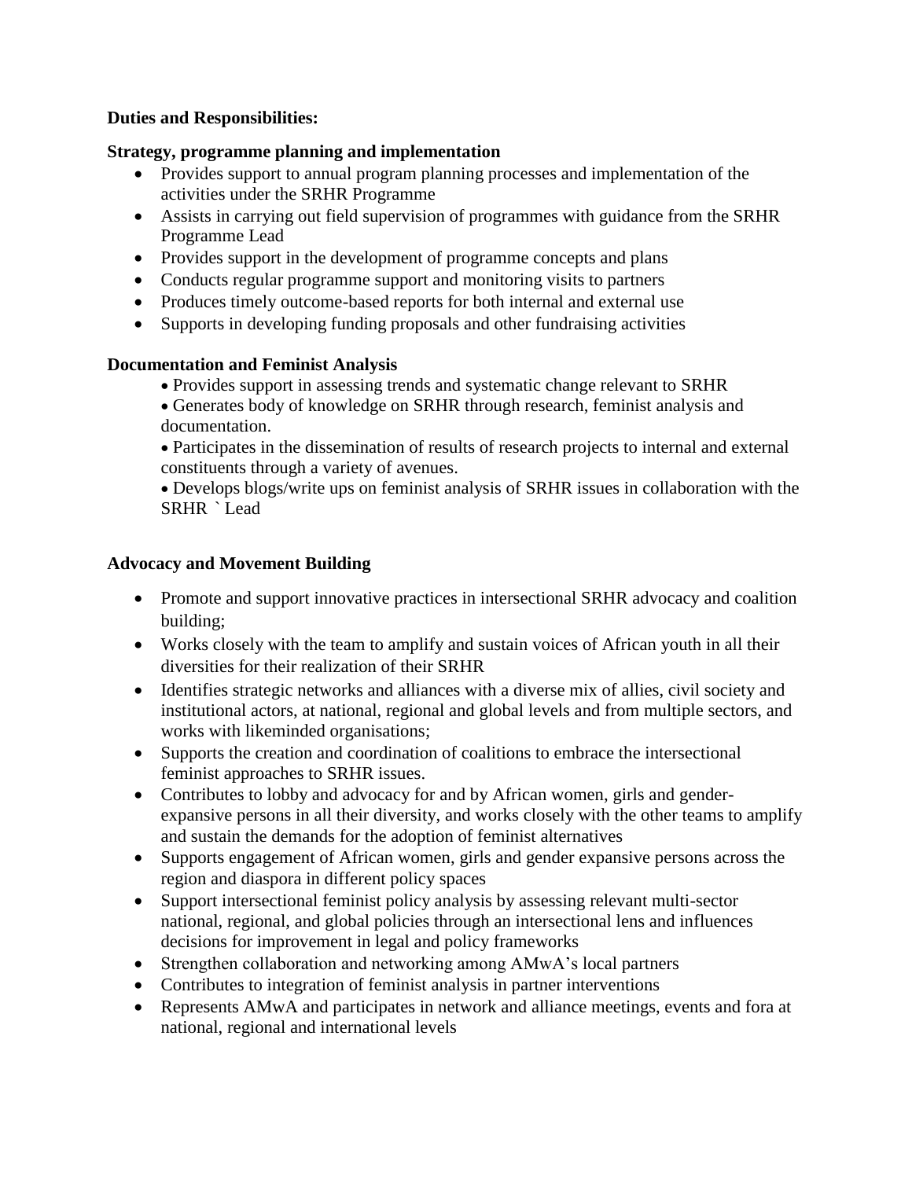**Duties and Responsibilities:**

**Strategy, programme planning and implementation**

- Provides support to annual program planning processes and implementation of the activities under the SRHR Programme
- Assists in carrying out field supervision of programmes with guidance from the SRHR Programme Lead
- Provides support in the development of programme concepts and plans
- Conducts regular programme support and monitoring visits to partners
- Produces timely outcome-based reports for both internal and external use
- Supports in developing funding proposals and other fundraising activities

**Documentation and Feminist Analysis**

- Provides support in assessing trends and systematic change relevant to SRHR
- Generates body of knowledge on SRHR through research, feminist analysis and documentation.
- Participates in the dissemination of results of research projects to internal and external constituents through a variety of avenues.
- Develops blogs/write ups on feminist analysis of SRHR issues in collaboration with the SRHR ` Lead

**Advocacy and Movement Building**

- Promote and support innovative practices in intersectional SRHR advocacy and coalition building;
- Works closely with the team to amplify and sustain voices of African youth in all their diversities for their realization of their SRHR
- Identifies strategic networks and alliances with a diverse mix of allies, civil society and institutional actors, at national, regional and global levels and from multiple sectors, and works with likeminded organisations;
- Supports the creation and coordination of coalitions to embrace the intersectional feminist approaches to SRHR issues.
- Contributes to lobby and advocacy for and by African women, girls and gender-expansive persons in all their diversity, and works closely with the other teams to amplify and sustain the demands for the adoption of feminist alternatives
- Supports engagement of African women, girls and gender expansive persons across the region and diaspora in different policy spaces
- Support intersectional feminist policy analysis by assessing relevant multi-sector national, regional, and global policies through an intersectional lens and influences decisions for improvement in legal and policy frameworks
- Strengthen collaboration and networking among AMwA's local partners
- Contributes to integration of feminist analysis in partner interventions
- Represents AMwA and participates in network and alliance meetings, events and fora at national, regional and international levels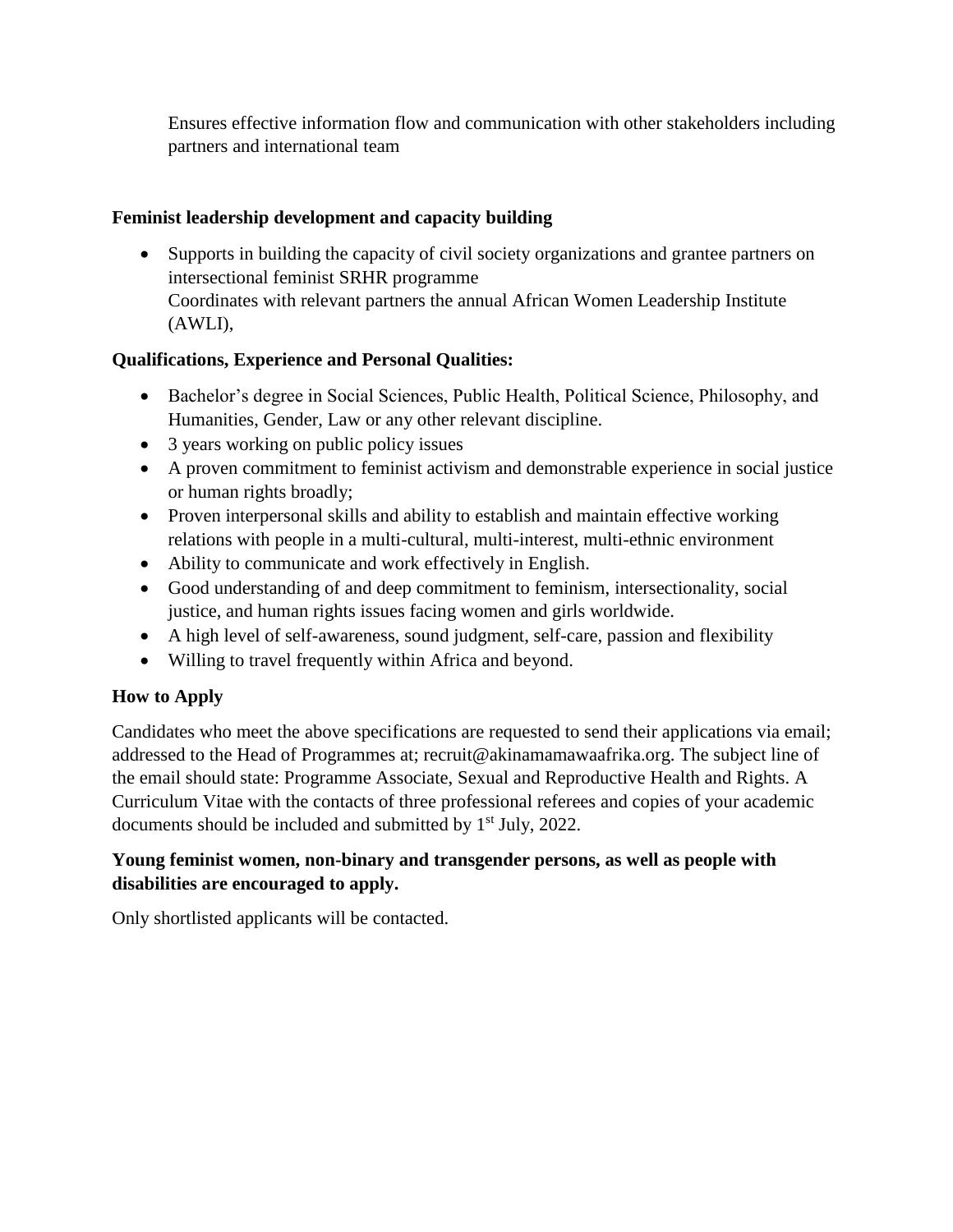Ensures effective information flow and communication with other stakeholders including partners and international team

**Feminist leadership development and capacity building**

- Supports in building the capacity of civil society organizations and grantee partners on intersectional feminist SRHR programme
  Coordinates with relevant partners the annual African Women Leadership Institute (AWLI),

**Qualifications, Experience and Personal Qualities:**

- Bachelor's degree in Social Sciences, Public Health, Political Science, Philosophy, and Humanities, Gender, Law or any other relevant discipline.
- 3 years working on public policy issues
- A proven commitment to feminist activism and demonstrable experience in social justice or human rights broadly;
- Proven interpersonal skills and ability to establish and maintain effective working relations with people in a multi-cultural, multi-interest, multi-ethnic environment
- Ability to communicate and work effectively in English.
- Good understanding of and deep commitment to feminism, intersectionality, social justice, and human rights issues facing women and girls worldwide.
- A high level of self-awareness, sound judgment, self-care, passion and flexibility
- Willing to travel frequently within Africa and beyond.

**How to Apply**

Candidates who meet the above specifications are requested to send their applications via email; addressed to the Head of Programmes at; recruit@akinamamawaafrika.org. The subject line of the email should state: Programme Associate, Sexual and Reproductive Health and Rights. A Curriculum Vitae with the contacts of three professional referees and copies of your academic documents should be included and submitted by 1st July, 2022.

**Young feminist women, non-binary and transgender persons, as well as people with disabilities are encouraged to apply.**

Only shortlisted applicants will be contacted.